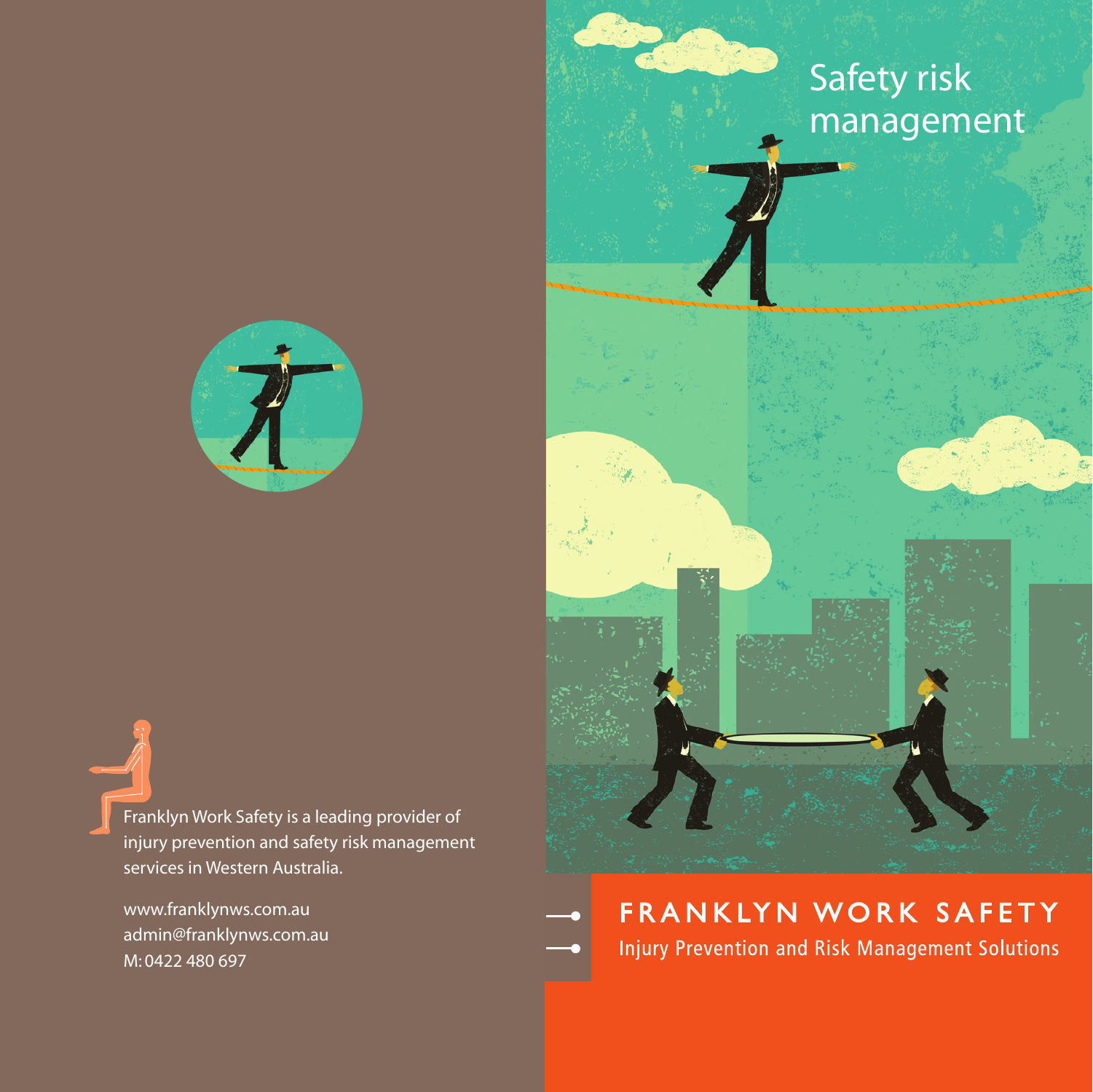Franklyn Work Safety is a leading provider of injury prevention and safety risk management services in Western Australia.

www.franklynws.com.au
admin@franklynws.com.au
M: 0422 480 697

# Safety risk management

## FRANKLYN WORK SAFETY

Injury Prevention and Risk Management Solutions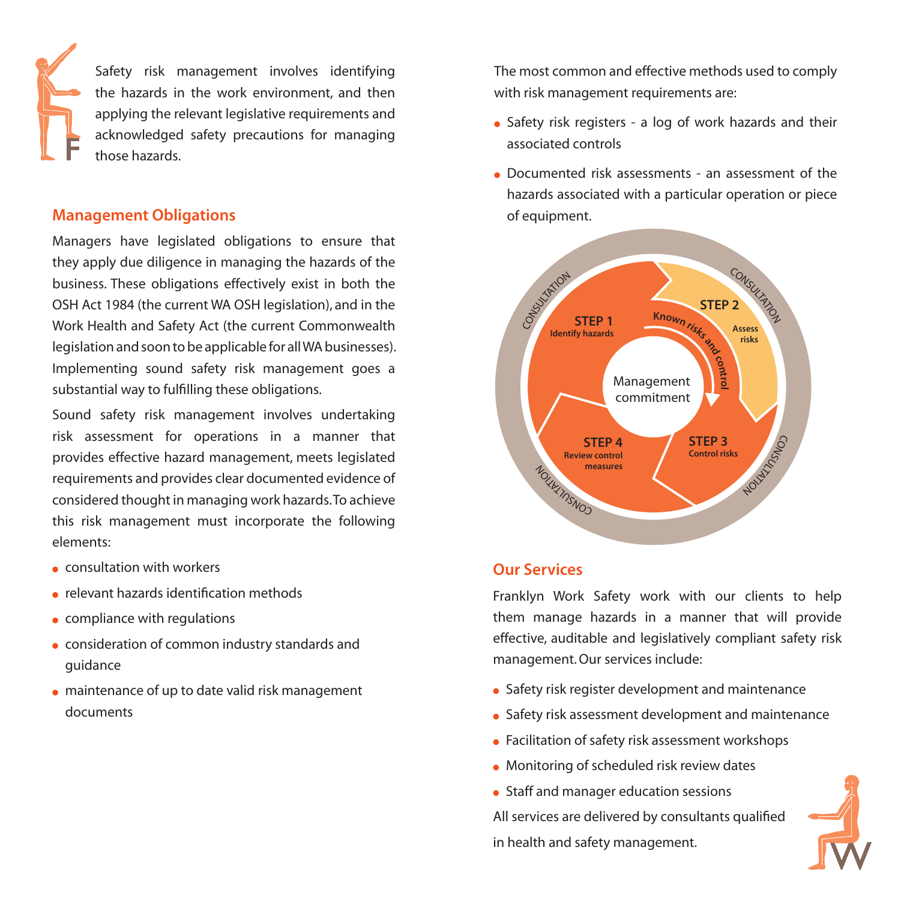Safety risk management involves identifying the hazards in the work environment, and then applying the relevant legislative requirements and acknowledged safety precautions for managing those hazards.

## Management Obligations

Managers have legislated obligations to ensure that they apply due diligence in managing the hazards of the business. These obligations effectively exist in both the OSH Act 1984 (the current WA OSH legislation), and in the Work Health and Safety Act (the current Commonwealth legislation and soon to be applicable for all WA businesses). Implementing sound safety risk management goes a substantial way to fulfilling these obligations.

Sound safety risk management involves undertaking risk assessment for operations in a manner that provides effective hazard management, meets legislated requirements and provides clear documented evidence of considered thought in managing work hazards. To achieve this risk management must incorporate the following elements:

- consultation with workers
- relevant hazards identification methods
- compliance with regulations
- consideration of common industry standards and guidance
- maintenance of up to date valid risk management documents

The most common and effective methods used to comply with risk management requirements are:

- Safety risk registers - a log of work hazards and their associated controls
- Documented risk assessments - an assessment of the hazards associated with a particular operation or piece of equipment.

CONSULTATION
CONSULTATION
CONSULTATION
CONSULTATION

STEP 1
Identify hazards

STEP 2
Assess risks

STEP 3
Control risks

STEP 4
Review control measures

Known risks and control

Management commitment

## Our Services

Franklyn Work Safety work with our clients to help them manage hazards in a manner that will provide effective, auditable and legislatively compliant safety risk management. Our services include:

- Safety risk register development and maintenance
- Safety risk assessment development and maintenance
- Facilitation of safety risk assessment workshops
- Monitoring of scheduled risk review dates
- Staff and manager education sessions

All services are delivered by consultants qualified in health and safety management.